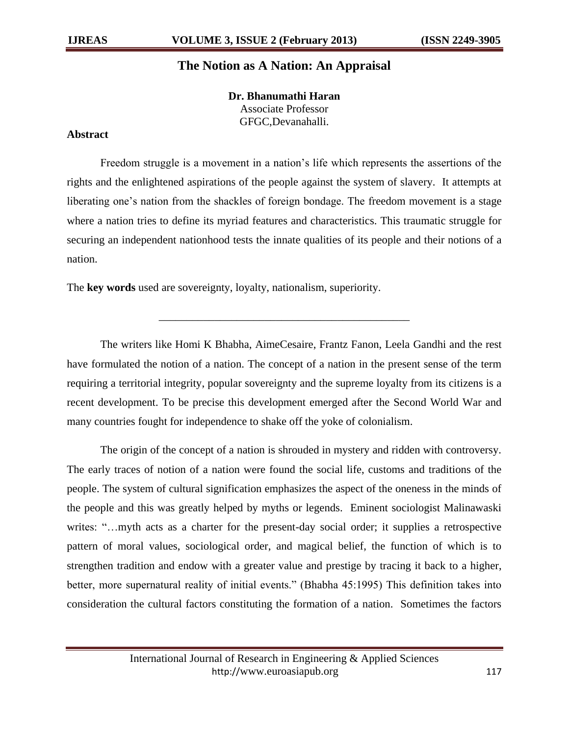# The Notion as A Nation: An Appraisal

**Dr. Bhanumathi Haran**
Associate Professor
GFGC,Devanahalli.

**Abstract**

Freedom struggle is a movement in a nation's life which represents the assertions of the rights and the enlightened aspirations of the people against the system of slavery. It attempts at liberating one's nation from the shackles of foreign bondage. The freedom movement is a stage where a nation tries to define its myriad features and characteristics. This traumatic struggle for securing an independent nationhood tests the innate qualities of its people and their notions of a nation.

The **key words** used are sovereignty, loyalty, nationalism, superiority.

---

The writers like Homi K Bhabha, AimeCesaire, Frantz Fanon, Leela Gandhi and the rest have formulated the notion of a nation. The concept of a nation in the present sense of the term requiring a territorial integrity, popular sovereignty and the supreme loyalty from its citizens is a recent development. To be precise this development emerged after the Second World War and many countries fought for independence to shake off the yoke of colonialism.

The origin of the concept of a nation is shrouded in mystery and ridden with controversy. The early traces of notion of a nation were found the social life, customs and traditions of the people. The system of cultural signification emphasizes the aspect of the oneness in the minds of the people and this was greatly helped by myths or legends. Eminent sociologist Malinawaski writes: "…myth acts as a charter for the present-day social order; it supplies a retrospective pattern of moral values, sociological order, and magical belief, the function of which is to strengthen tradition and endow with a greater value and prestige by tracing it back to a higher, better, more supernatural reality of initial events." (Bhabha 45:1995) This definition takes into consideration the cultural factors constituting the formation of a nation. Sometimes the factors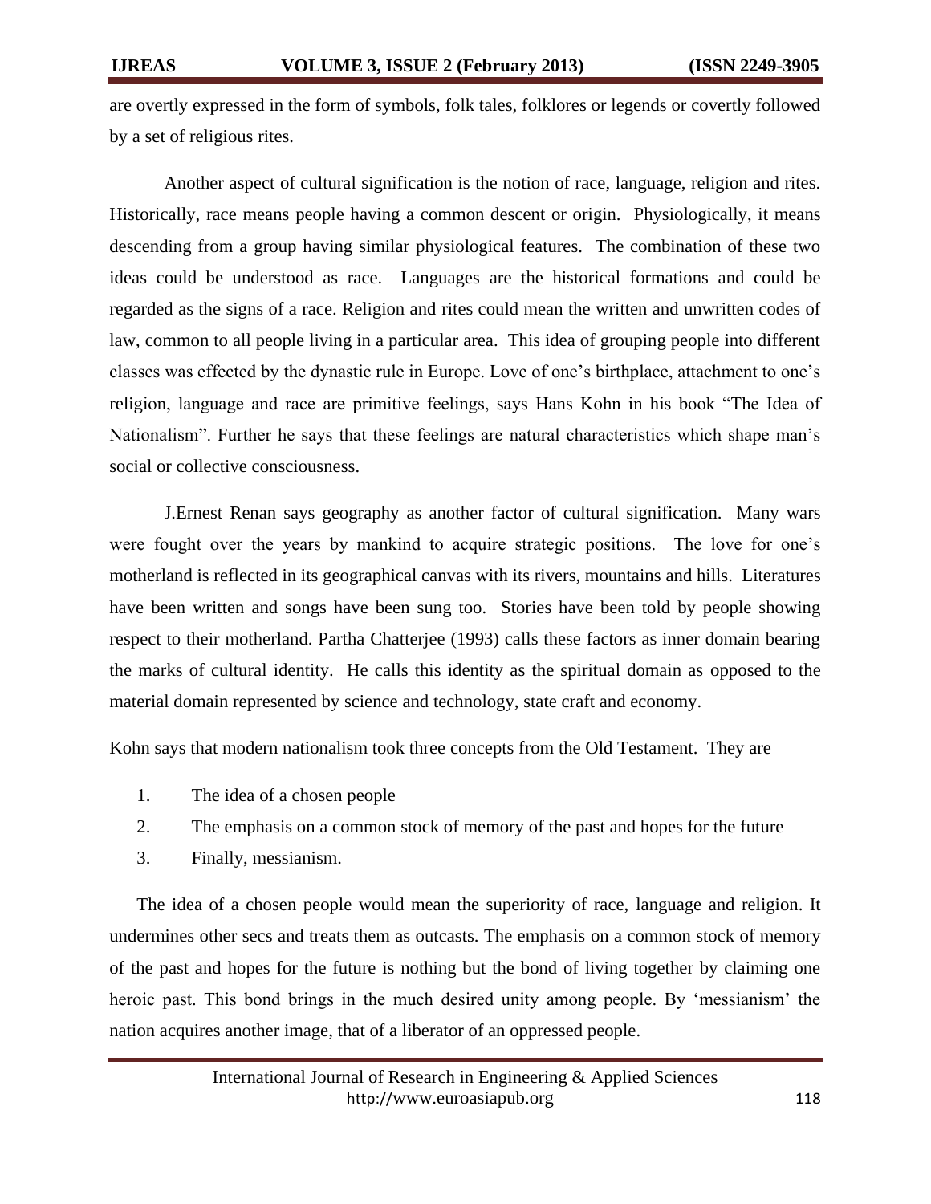are overtly expressed in the form of symbols, folk tales, folklores or legends or covertly followed by a set of religious rites.

Another aspect of cultural signification is the notion of race, language, religion and rites. Historically, race means people having a common descent or origin. Physiologically, it means descending from a group having similar physiological features. The combination of these two ideas could be understood as race. Languages are the historical formations and could be regarded as the signs of a race. Religion and rites could mean the written and unwritten codes of law, common to all people living in a particular area. This idea of grouping people into different classes was effected by the dynastic rule in Europe. Love of one's birthplace, attachment to one's religion, language and race are primitive feelings, says Hans Kohn in his book "The Idea of Nationalism". Further he says that these feelings are natural characteristics which shape man's social or collective consciousness.

J.Ernest Renan says geography as another factor of cultural signification. Many wars were fought over the years by mankind to acquire strategic positions. The love for one's motherland is reflected in its geographical canvas with its rivers, mountains and hills. Literatures have been written and songs have been sung too. Stories have been told by people showing respect to their motherland. Partha Chatterjee (1993) calls these factors as inner domain bearing the marks of cultural identity. He calls this identity as the spiritual domain as opposed to the material domain represented by science and technology, state craft and economy.

Kohn says that modern nationalism took three concepts from the Old Testament. They are

1. The idea of a chosen people
2. The emphasis on a common stock of memory of the past and hopes for the future
3. Finally, messianism.

The idea of a chosen people would mean the superiority of race, language and religion. It undermines other secs and treats them as outcasts. The emphasis on a common stock of memory of the past and hopes for the future is nothing but the bond of living together by claiming one heroic past. This bond brings in the much desired unity among people. By 'messianism' the nation acquires another image, that of a liberator of an oppressed people.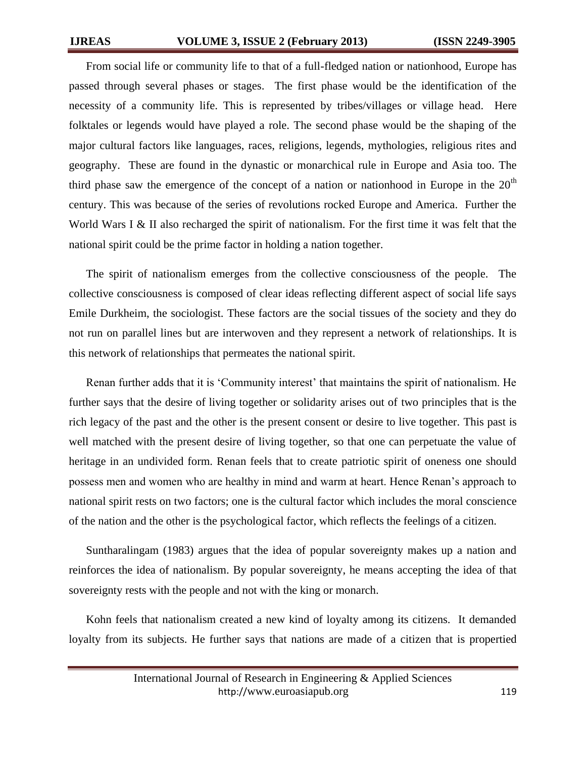From social life or community life to that of a full-fledged nation or nationhood, Europe has passed through several phases or stages. The first phase would be the identification of the necessity of a community life. This is represented by tribes/villages or village head. Here folktales or legends would have played a role. The second phase would be the shaping of the major cultural factors like languages, races, religions, legends, mythologies, religious rites and geography. These are found in the dynastic or monarchical rule in Europe and Asia too. The third phase saw the emergence of the concept of a nation or nationhood in Europe in the $20^{th}$ century. This was because of the series of revolutions rocked Europe and America. Further the World Wars I & II also recharged the spirit of nationalism. For the first time it was felt that the national spirit could be the prime factor in holding a nation together.

The spirit of nationalism emerges from the collective consciousness of the people. The collective consciousness is composed of clear ideas reflecting different aspect of social life says Emile Durkheim, the sociologist. These factors are the social tissues of the society and they do not run on parallel lines but are interwoven and they represent a network of relationships. It is this network of relationships that permeates the national spirit.

Renan further adds that it is 'Community interest' that maintains the spirit of nationalism. He further says that the desire of living together or solidarity arises out of two principles that is the rich legacy of the past and the other is the present consent or desire to live together. This past is well matched with the present desire of living together, so that one can perpetuate the value of heritage in an undivided form. Renan feels that to create patriotic spirit of oneness one should possess men and women who are healthy in mind and warm at heart. Hence Renan's approach to national spirit rests on two factors; one is the cultural factor which includes the moral conscience of the nation and the other is the psychological factor, which reflects the feelings of a citizen.

Suntharalingam (1983) argues that the idea of popular sovereignty makes up a nation and reinforces the idea of nationalism. By popular sovereignty, he means accepting the idea of that sovereignty rests with the people and not with the king or monarch.

Kohn feels that nationalism created a new kind of loyalty among its citizens. It demanded loyalty from its subjects. He further says that nations are made of a citizen that is propertied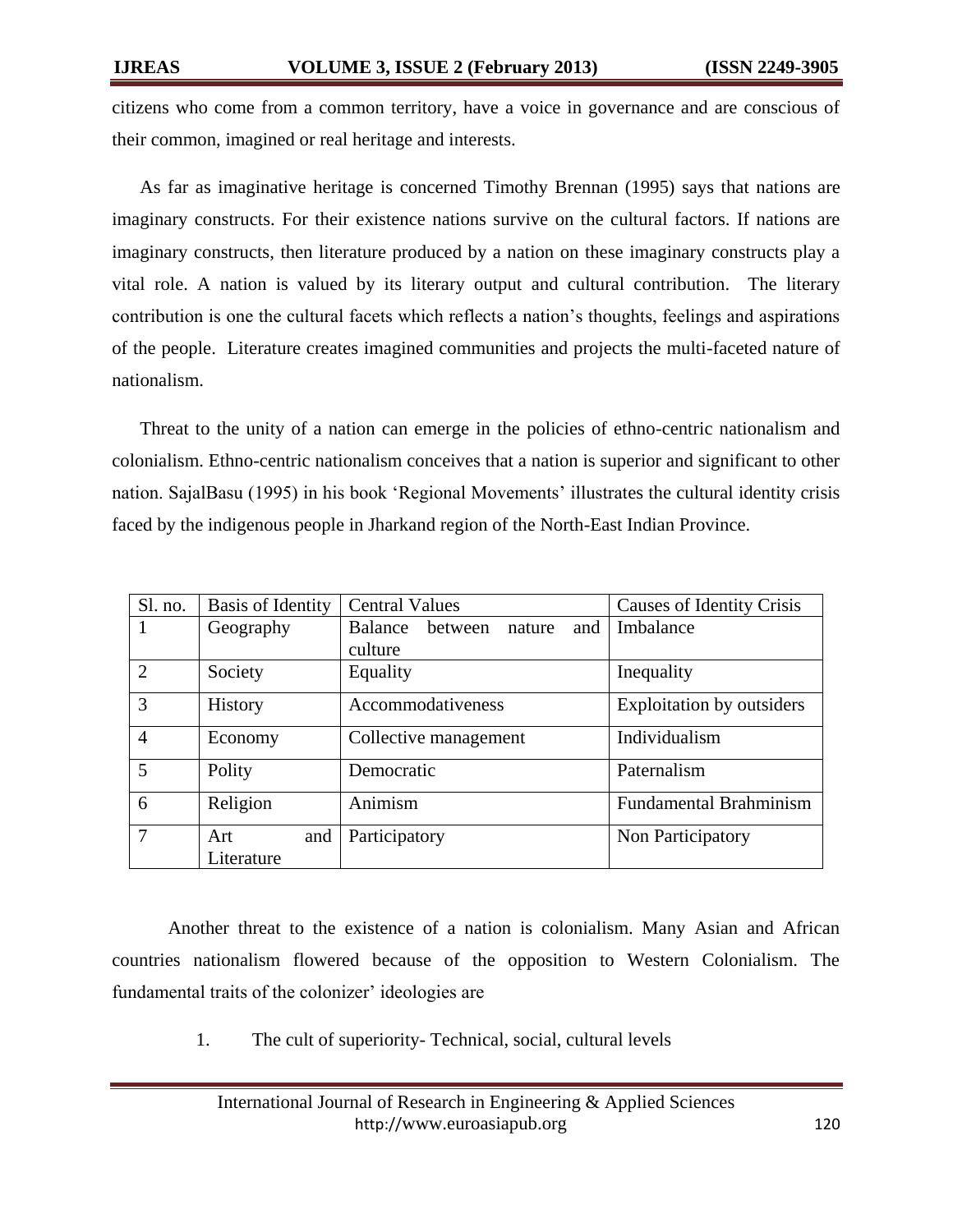citizens who come from a common territory, have a voice in governance and are conscious of their common, imagined or real heritage and interests.

As far as imaginative heritage is concerned Timothy Brennan (1995) says that nations are imaginary constructs. For their existence nations survive on the cultural factors. If nations are imaginary constructs, then literature produced by a nation on these imaginary constructs play a vital role. A nation is valued by its literary output and cultural contribution. The literary contribution is one the cultural facets which reflects a nation's thoughts, feelings and aspirations of the people. Literature creates imagined communities and projects the multi-faceted nature of nationalism.

Threat to the unity of a nation can emerge in the policies of ethno-centric nationalism and colonialism. Ethno-centric nationalism conceives that a nation is superior and significant to other nation. SajalBasu (1995) in his book 'Regional Movements' illustrates the cultural identity crisis faced by the indigenous people in Jharkand region of the North-East Indian Province.

| Sl. no. | Basis of Identity | Central Values | Causes of Identity Crisis |
|---|---|---|---|
| 1 | Geography | Balance between nature and culture | Imbalance |
| 2 | Society | Equality | Inequality |
| 3 | History | Accommodativeness | Exploitation by outsiders |
| 4 | Economy | Collective management | Individualism |
| 5 | Polity | Democratic | Paternalism |
| 6 | Religion | Animism | Fundamental Brahminism |
| 7 | Art and Literature | Participatory | Non Participatory |

Another threat to the existence of a nation is colonialism. Many Asian and African countries nationalism flowered because of the opposition to Western Colonialism. The fundamental traits of the colonizer' ideologies are

1. The cult of superiority- Technical, social, cultural levels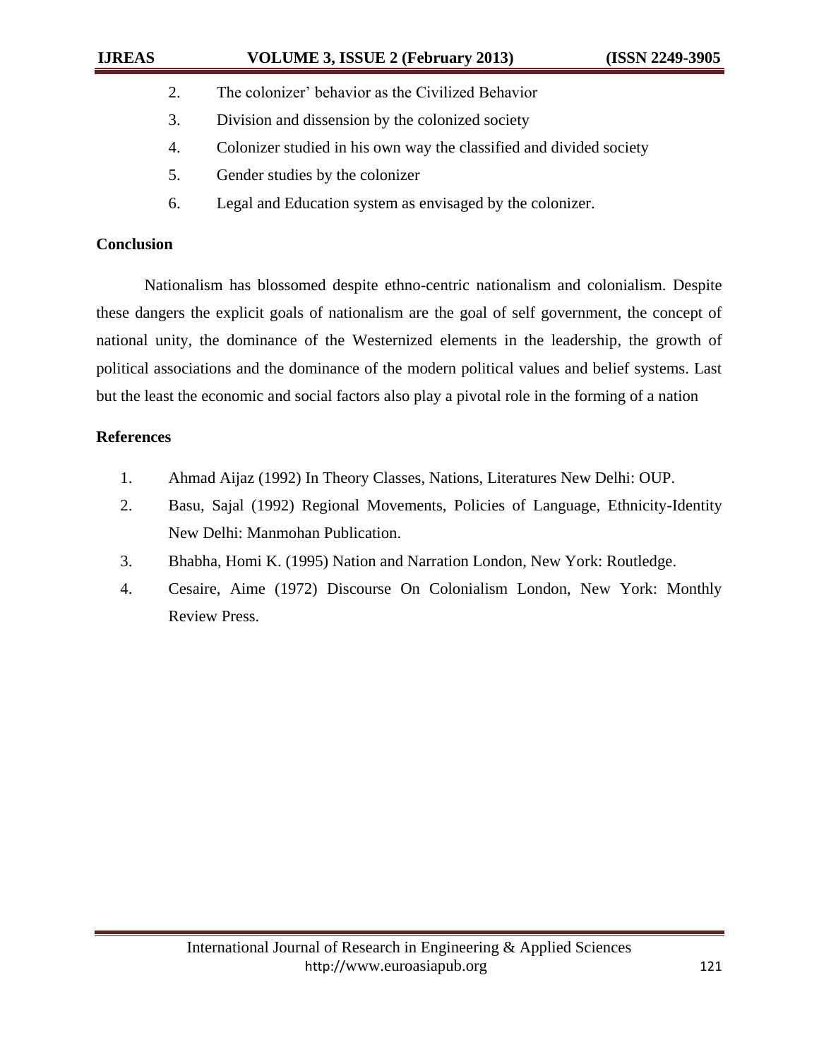2. The colonizer' behavior as the Civilized Behavior
3. Division and dissension by the colonized society
4. Colonizer studied in his own way the classified and divided society
5. Gender studies by the colonizer
6. Legal and Education system as envisaged by the colonizer.

**Conclusion**

Nationalism has blossomed despite ethno-centric nationalism and colonialism. Despite these dangers the explicit goals of nationalism are the goal of self government, the concept of national unity, the dominance of the Westernized elements in the leadership, the growth of political associations and the dominance of the modern political values and belief systems. Last but the least the economic and social factors also play a pivotal role in the forming of a nation

**References**

1. Ahmad Aijaz (1992) In Theory Classes, Nations, Literatures New Delhi: OUP.
2. Basu, Sajal (1992) Regional Movements, Policies of Language, Ethnicity-Identity New Delhi: Manmohan Publication.
3. Bhabha, Homi K. (1995) Nation and Narration London, New York: Routledge.
4. Cesaire, Aime (1972) Discourse On Colonialism London, New York: Monthly Review Press.